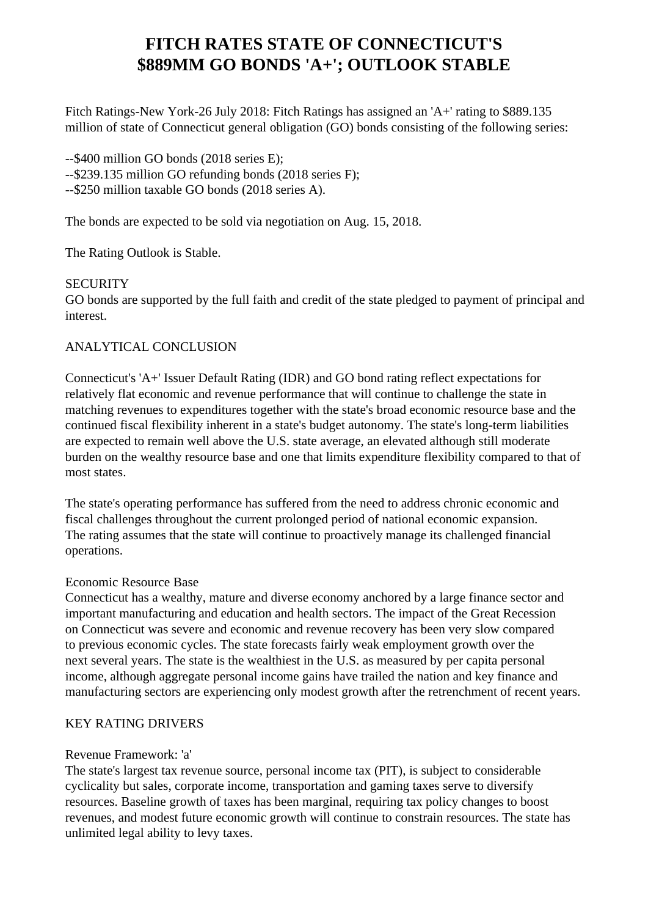# FITCH RATES STATE OF CONNECTICUT'S $889MM GO BONDS 'A+'; OUTLOOK STABLE

Fitch Ratings-New York-26 July 2018: Fitch Ratings has assigned an 'A+' rating to $889.135 million of state of Connecticut general obligation (GO) bonds consisting of the following series:

--$400 million GO bonds (2018 series E);
--$239.135 million GO refunding bonds (2018 series F);
--$250 million taxable GO bonds (2018 series A).

The bonds are expected to be sold via negotiation on Aug. 15, 2018.

The Rating Outlook is Stable.

SECURITY
GO bonds are supported by the full faith and credit of the state pledged to payment of principal and interest.

ANALYTICAL CONCLUSION

Connecticut's 'A+' Issuer Default Rating (IDR) and GO bond rating reflect expectations for relatively flat economic and revenue performance that will continue to challenge the state in matching revenues to expenditures together with the state's broad economic resource base and the continued fiscal flexibility inherent in a state's budget autonomy. The state's long-term liabilities are expected to remain well above the U.S. state average, an elevated although still moderate burden on the wealthy resource base and one that limits expenditure flexibility compared to that of most states.

The state's operating performance has suffered from the need to address chronic economic and fiscal challenges throughout the current prolonged period of national economic expansion. The rating assumes that the state will continue to proactively manage its challenged financial operations.

Economic Resource Base
Connecticut has a wealthy, mature and diverse economy anchored by a large finance sector and important manufacturing and education and health sectors. The impact of the Great Recession on Connecticut was severe and economic and revenue recovery has been very slow compared to previous economic cycles. The state forecasts fairly weak employment growth over the next several years. The state is the wealthiest in the U.S. as measured by per capita personal income, although aggregate personal income gains have trailed the nation and key finance and manufacturing sectors are experiencing only modest growth after the retrenchment of recent years.

KEY RATING DRIVERS

Revenue Framework: 'a'
The state's largest tax revenue source, personal income tax (PIT), is subject to considerable cyclicality but sales, corporate income, transportation and gaming taxes serve to diversify resources. Baseline growth of taxes has been marginal, requiring tax policy changes to boost revenues, and modest future economic growth will continue to constrain resources. The state has unlimited legal ability to levy taxes.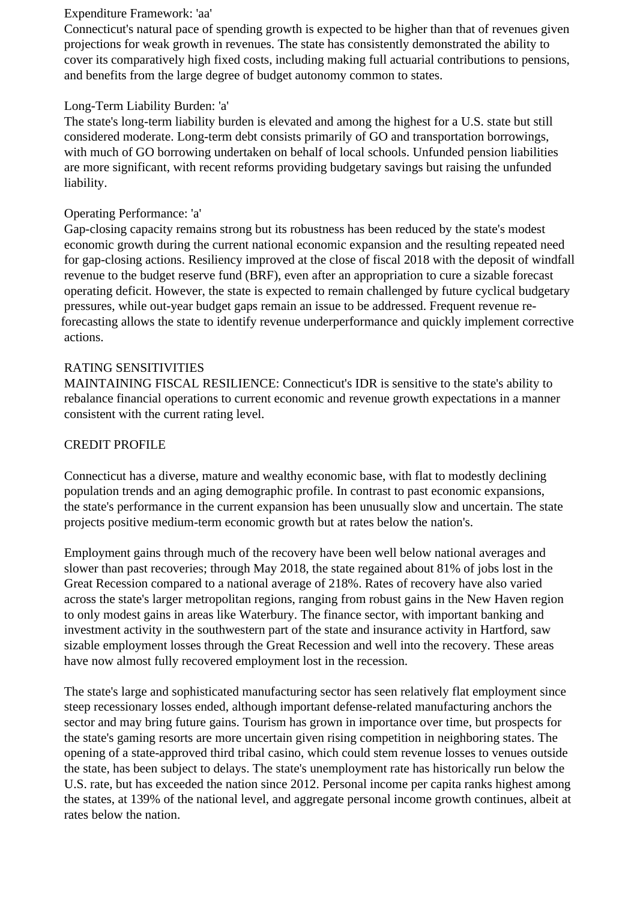Expenditure Framework: 'aa'

Connecticut's natural pace of spending growth is expected to be higher than that of revenues given projections for weak growth in revenues. The state has consistently demonstrated the ability to cover its comparatively high fixed costs, including making full actuarial contributions to pensions, and benefits from the large degree of budget autonomy common to states.

Long-Term Liability Burden: 'a'

The state's long-term liability burden is elevated and among the highest for a U.S. state but still considered moderate. Long-term debt consists primarily of GO and transportation borrowings, with much of GO borrowing undertaken on behalf of local schools. Unfunded pension liabilities are more significant, with recent reforms providing budgetary savings but raising the unfunded liability.

Operating Performance: 'a'

Gap-closing capacity remains strong but its robustness has been reduced by the state's modest economic growth during the current national economic expansion and the resulting repeated need for gap-closing actions. Resiliency improved at the close of fiscal 2018 with the deposit of windfall revenue to the budget reserve fund (BRF), even after an appropriation to cure a sizable forecast operating deficit. However, the state is expected to remain challenged by future cyclical budgetary pressures, while out-year budget gaps remain an issue to be addressed. Frequent revenue re-forecasting allows the state to identify revenue underperformance and quickly implement corrective actions.

## RATING SENSITIVITIES

MAINTAINING FISCAL RESILIENCE: Connecticut's IDR is sensitive to the state's ability to rebalance financial operations to current economic and revenue growth expectations in a manner consistent with the current rating level.

## CREDIT PROFILE

Connecticut has a diverse, mature and wealthy economic base, with flat to modestly declining population trends and an aging demographic profile. In contrast to past economic expansions, the state's performance in the current expansion has been unusually slow and uncertain. The state projects positive medium-term economic growth but at rates below the nation's.

Employment gains through much of the recovery have been well below national averages and slower than past recoveries; through May 2018, the state regained about 81% of jobs lost in the Great Recession compared to a national average of 218%. Rates of recovery have also varied across the state's larger metropolitan regions, ranging from robust gains in the New Haven region to only modest gains in areas like Waterbury. The finance sector, with important banking and investment activity in the southwestern part of the state and insurance activity in Hartford, saw sizable employment losses through the Great Recession and well into the recovery. These areas have now almost fully recovered employment lost in the recession.

The state's large and sophisticated manufacturing sector has seen relatively flat employment since steep recessionary losses ended, although important defense-related manufacturing anchors the sector and may bring future gains. Tourism has grown in importance over time, but prospects for the state's gaming resorts are more uncertain given rising competition in neighboring states. The opening of a state-approved third tribal casino, which could stem revenue losses to venues outside the state, has been subject to delays. The state's unemployment rate has historically run below the U.S. rate, but has exceeded the nation since 2012. Personal income per capita ranks highest among the states, at 139% of the national level, and aggregate personal income growth continues, albeit at rates below the nation.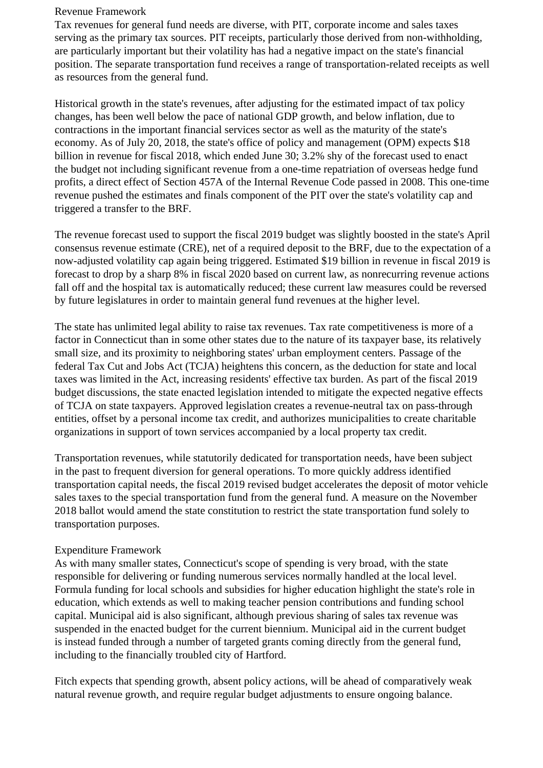## Revenue Framework

Tax revenues for general fund needs are diverse, with PIT, corporate income and sales taxes serving as the primary tax sources. PIT receipts, particularly those derived from non-withholding, are particularly important but their volatility has had a negative impact on the state's financial position. The separate transportation fund receives a range of transportation-related receipts as well as resources from the general fund.

Historical growth in the state's revenues, after adjusting for the estimated impact of tax policy changes, has been well below the pace of national GDP growth, and below inflation, due to contractions in the important financial services sector as well as the maturity of the state's economy. As of July 20, 2018, the state's office of policy and management (OPM) expects $18 billion in revenue for fiscal 2018, which ended June 30; 3.2% shy of the forecast used to enact the budget not including significant revenue from a one-time repatriation of overseas hedge fund profits, a direct effect of Section 457A of the Internal Revenue Code passed in 2008. This one-time revenue pushed the estimates and finals component of the PIT over the state's volatility cap and triggered a transfer to the BRF.

The revenue forecast used to support the fiscal 2019 budget was slightly boosted in the state's April consensus revenue estimate (CRE), net of a required deposit to the BRF, due to the expectation of a now-adjusted volatility cap again being triggered. Estimated $19 billion in revenue in fiscal 2019 is forecast to drop by a sharp 8% in fiscal 2020 based on current law, as nonrecurring revenue actions fall off and the hospital tax is automatically reduced; these current law measures could be reversed by future legislatures in order to maintain general fund revenues at the higher level.

The state has unlimited legal ability to raise tax revenues. Tax rate competitiveness is more of a factor in Connecticut than in some other states due to the nature of its taxpayer base, its relatively small size, and its proximity to neighboring states' urban employment centers. Passage of the federal Tax Cut and Jobs Act (TCJA) heightens this concern, as the deduction for state and local taxes was limited in the Act, increasing residents' effective tax burden. As part of the fiscal 2019 budget discussions, the state enacted legislation intended to mitigate the expected negative effects of TCJA on state taxpayers. Approved legislation creates a revenue-neutral tax on pass-through entities, offset by a personal income tax credit, and authorizes municipalities to create charitable organizations in support of town services accompanied by a local property tax credit.

Transportation revenues, while statutorily dedicated for transportation needs, have been subject in the past to frequent diversion for general operations. To more quickly address identified transportation capital needs, the fiscal 2019 revised budget accelerates the deposit of motor vehicle sales taxes to the special transportation fund from the general fund. A measure on the November 2018 ballot would amend the state constitution to restrict the state transportation fund solely to transportation purposes.

## Expenditure Framework

As with many smaller states, Connecticut's scope of spending is very broad, with the state responsible for delivering or funding numerous services normally handled at the local level. Formula funding for local schools and subsidies for higher education highlight the state's role in education, which extends as well to making teacher pension contributions and funding school capital. Municipal aid is also significant, although previous sharing of sales tax revenue was suspended in the enacted budget for the current biennium. Municipal aid in the current budget is instead funded through a number of targeted grants coming directly from the general fund, including to the financially troubled city of Hartford.

Fitch expects that spending growth, absent policy actions, will be ahead of comparatively weak natural revenue growth, and require regular budget adjustments to ensure ongoing balance.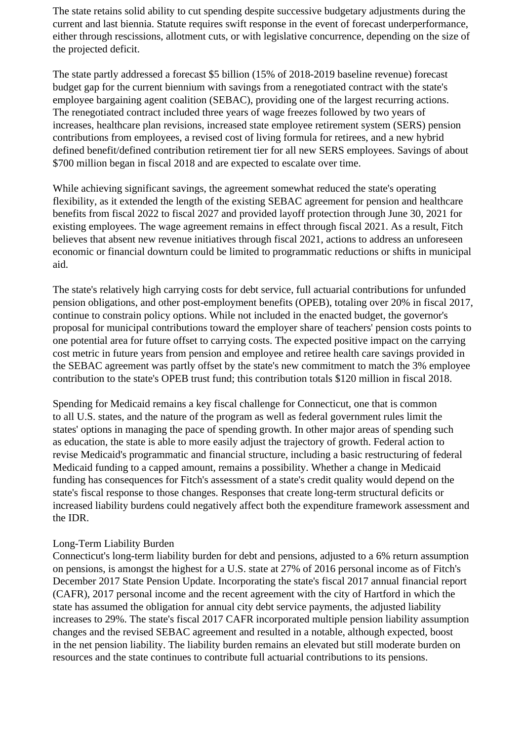The state retains solid ability to cut spending despite successive budgetary adjustments during the current and last biennia. Statute requires swift response in the event of forecast underperformance, either through rescissions, allotment cuts, or with legislative concurrence, depending on the size of the projected deficit.

The state partly addressed a forecast $5 billion (15% of 2018-2019 baseline revenue) forecast budget gap for the current biennium with savings from a renegotiated contract with the state's employee bargaining agent coalition (SEBAC), providing one of the largest recurring actions. The renegotiated contract included three years of wage freezes followed by two years of increases, healthcare plan revisions, increased state employee retirement system (SERS) pension contributions from employees, a revised cost of living formula for retirees, and a new hybrid defined benefit/defined contribution retirement tier for all new SERS employees. Savings of about $700 million began in fiscal 2018 and are expected to escalate over time.

While achieving significant savings, the agreement somewhat reduced the state's operating flexibility, as it extended the length of the existing SEBAC agreement for pension and healthcare benefits from fiscal 2022 to fiscal 2027 and provided layoff protection through June 30, 2021 for existing employees. The wage agreement remains in effect through fiscal 2021. As a result, Fitch believes that absent new revenue initiatives through fiscal 2021, actions to address an unforeseen economic or financial downturn could be limited to programmatic reductions or shifts in municipal aid.

The state's relatively high carrying costs for debt service, full actuarial contributions for unfunded pension obligations, and other post-employment benefits (OPEB), totaling over 20% in fiscal 2017, continue to constrain policy options. While not included in the enacted budget, the governor's proposal for municipal contributions toward the employer share of teachers' pension costs points to one potential area for future offset to carrying costs. The expected positive impact on the carrying cost metric in future years from pension and employee and retiree health care savings provided in the SEBAC agreement was partly offset by the state's new commitment to match the 3% employee contribution to the state's OPEB trust fund; this contribution totals $120 million in fiscal 2018.

Spending for Medicaid remains a key fiscal challenge for Connecticut, one that is common to all U.S. states, and the nature of the program as well as federal government rules limit the states' options in managing the pace of spending growth. In other major areas of spending such as education, the state is able to more easily adjust the trajectory of growth. Federal action to revise Medicaid's programmatic and financial structure, including a basic restructuring of federal Medicaid funding to a capped amount, remains a possibility. Whether a change in Medicaid funding has consequences for Fitch's assessment of a state's credit quality would depend on the state's fiscal response to those changes. Responses that create long-term structural deficits or increased liability burdens could negatively affect both the expenditure framework assessment and the IDR.

## Long-Term Liability Burden

Connecticut's long-term liability burden for debt and pensions, adjusted to a 6% return assumption on pensions, is amongst the highest for a U.S. state at 27% of 2016 personal income as of Fitch's December 2017 State Pension Update. Incorporating the state's fiscal 2017 annual financial report (CAFR), 2017 personal income and the recent agreement with the city of Hartford in which the state has assumed the obligation for annual city debt service payments, the adjusted liability increases to 29%. The state's fiscal 2017 CAFR incorporated multiple pension liability assumption changes and the revised SEBAC agreement and resulted in a notable, although expected, boost in the net pension liability. The liability burden remains an elevated but still moderate burden on resources and the state continues to contribute full actuarial contributions to its pensions.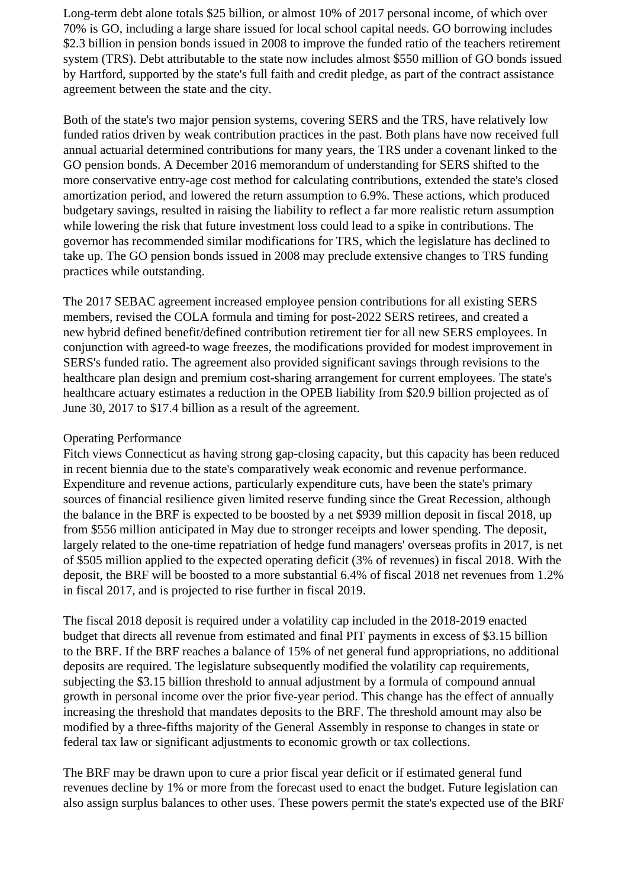Long-term debt alone totals $25 billion, or almost 10% of 2017 personal income, of which over 70% is GO, including a large share issued for local school capital needs. GO borrowing includes $2.3 billion in pension bonds issued in 2008 to improve the funded ratio of the teachers retirement system (TRS). Debt attributable to the state now includes almost $550 million of GO bonds issued by Hartford, supported by the state's full faith and credit pledge, as part of the contract assistance agreement between the state and the city.

Both of the state's two major pension systems, covering SERS and the TRS, have relatively low funded ratios driven by weak contribution practices in the past. Both plans have now received full annual actuarial determined contributions for many years, the TRS under a covenant linked to the GO pension bonds. A December 2016 memorandum of understanding for SERS shifted to the more conservative entry-age cost method for calculating contributions, extended the state's closed amortization period, and lowered the return assumption to 6.9%. These actions, which produced budgetary savings, resulted in raising the liability to reflect a far more realistic return assumption while lowering the risk that future investment loss could lead to a spike in contributions. The governor has recommended similar modifications for TRS, which the legislature has declined to take up. The GO pension bonds issued in 2008 may preclude extensive changes to TRS funding practices while outstanding.

The 2017 SEBAC agreement increased employee pension contributions for all existing SERS members, revised the COLA formula and timing for post-2022 SERS retirees, and created a new hybrid defined benefit/defined contribution retirement tier for all new SERS employees. In conjunction with agreed-to wage freezes, the modifications provided for modest improvement in SERS's funded ratio. The agreement also provided significant savings through revisions to the healthcare plan design and premium cost-sharing arrangement for current employees. The state's healthcare actuary estimates a reduction in the OPEB liability from $20.9 billion projected as of June 30, 2017 to $17.4 billion as a result of the agreement.

Operating Performance

Fitch views Connecticut as having strong gap-closing capacity, but this capacity has been reduced in recent biennia due to the state's comparatively weak economic and revenue performance. Expenditure and revenue actions, particularly expenditure cuts, have been the state's primary sources of financial resilience given limited reserve funding since the Great Recession, although the balance in the BRF is expected to be boosted by a net $939 million deposit in fiscal 2018, up from $556 million anticipated in May due to stronger receipts and lower spending. The deposit, largely related to the one-time repatriation of hedge fund managers' overseas profits in 2017, is net of $505 million applied to the expected operating deficit (3% of revenues) in fiscal 2018. With the deposit, the BRF will be boosted to a more substantial 6.4% of fiscal 2018 net revenues from 1.2% in fiscal 2017, and is projected to rise further in fiscal 2019.

The fiscal 2018 deposit is required under a volatility cap included in the 2018-2019 enacted budget that directs all revenue from estimated and final PIT payments in excess of $3.15 billion to the BRF. If the BRF reaches a balance of 15% of net general fund appropriations, no additional deposits are required. The legislature subsequently modified the volatility cap requirements, subjecting the $3.15 billion threshold to annual adjustment by a formula of compound annual growth in personal income over the prior five-year period. This change has the effect of annually increasing the threshold that mandates deposits to the BRF. The threshold amount may also be modified by a three-fifths majority of the General Assembly in response to changes in state or federal tax law or significant adjustments to economic growth or tax collections.

The BRF may be drawn upon to cure a prior fiscal year deficit or if estimated general fund revenues decline by 1% or more from the forecast used to enact the budget. Future legislation can also assign surplus balances to other uses. These powers permit the state's expected use of the BRF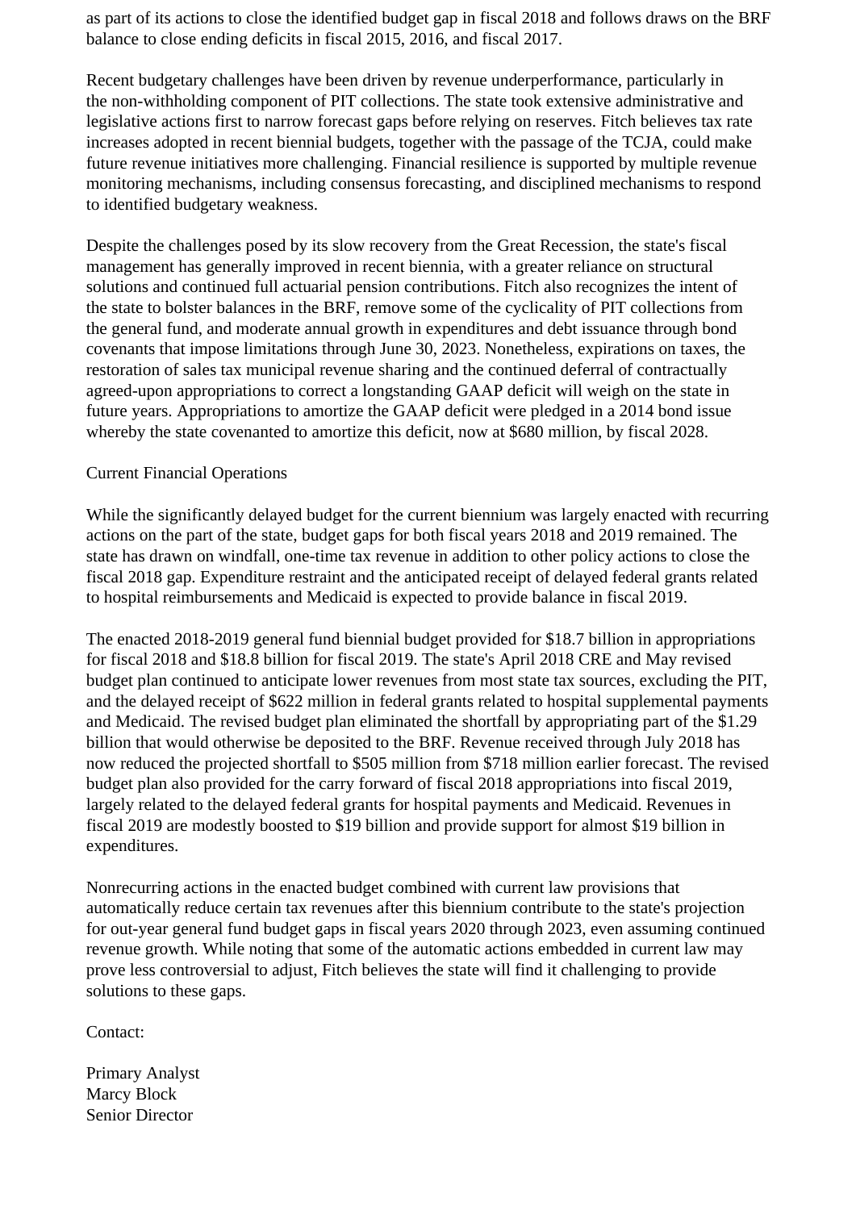as part of its actions to close the identified budget gap in fiscal 2018 and follows draws on the BRF balance to close ending deficits in fiscal 2015, 2016, and fiscal 2017.

Recent budgetary challenges have been driven by revenue underperformance, particularly in the non-withholding component of PIT collections. The state took extensive administrative and legislative actions first to narrow forecast gaps before relying on reserves. Fitch believes tax rate increases adopted in recent biennial budgets, together with the passage of the TCJA, could make future revenue initiatives more challenging. Financial resilience is supported by multiple revenue monitoring mechanisms, including consensus forecasting, and disciplined mechanisms to respond to identified budgetary weakness.

Despite the challenges posed by its slow recovery from the Great Recession, the state's fiscal management has generally improved in recent biennia, with a greater reliance on structural solutions and continued full actuarial pension contributions. Fitch also recognizes the intent of the state to bolster balances in the BRF, remove some of the cyclicality of PIT collections from the general fund, and moderate annual growth in expenditures and debt issuance through bond covenants that impose limitations through June 30, 2023. Nonetheless, expirations on taxes, the restoration of sales tax municipal revenue sharing and the continued deferral of contractually agreed-upon appropriations to correct a longstanding GAAP deficit will weigh on the state in future years. Appropriations to amortize the GAAP deficit were pledged in a 2014 bond issue whereby the state covenanted to amortize this deficit, now at $680 million, by fiscal 2028.

Current Financial Operations

While the significantly delayed budget for the current biennium was largely enacted with recurring actions on the part of the state, budget gaps for both fiscal years 2018 and 2019 remained. The state has drawn on windfall, one-time tax revenue in addition to other policy actions to close the fiscal 2018 gap. Expenditure restraint and the anticipated receipt of delayed federal grants related to hospital reimbursements and Medicaid is expected to provide balance in fiscal 2019.

The enacted 2018-2019 general fund biennial budget provided for $18.7 billion in appropriations for fiscal 2018 and $18.8 billion for fiscal 2019. The state's April 2018 CRE and May revised budget plan continued to anticipate lower revenues from most state tax sources, excluding the PIT, and the delayed receipt of $622 million in federal grants related to hospital supplemental payments and Medicaid. The revised budget plan eliminated the shortfall by appropriating part of the $1.29 billion that would otherwise be deposited to the BRF. Revenue received through July 2018 has now reduced the projected shortfall to $505 million from $718 million earlier forecast. The revised budget plan also provided for the carry forward of fiscal 2018 appropriations into fiscal 2019, largely related to the delayed federal grants for hospital payments and Medicaid. Revenues in fiscal 2019 are modestly boosted to $19 billion and provide support for almost $19 billion in expenditures.

Nonrecurring actions in the enacted budget combined with current law provisions that automatically reduce certain tax revenues after this biennium contribute to the state's projection for out-year general fund budget gaps in fiscal years 2020 through 2023, even assuming continued revenue growth. While noting that some of the automatic actions embedded in current law may prove less controversial to adjust, Fitch believes the state will find it challenging to provide solutions to these gaps.

Contact:

Primary Analyst
Marcy Block
Senior Director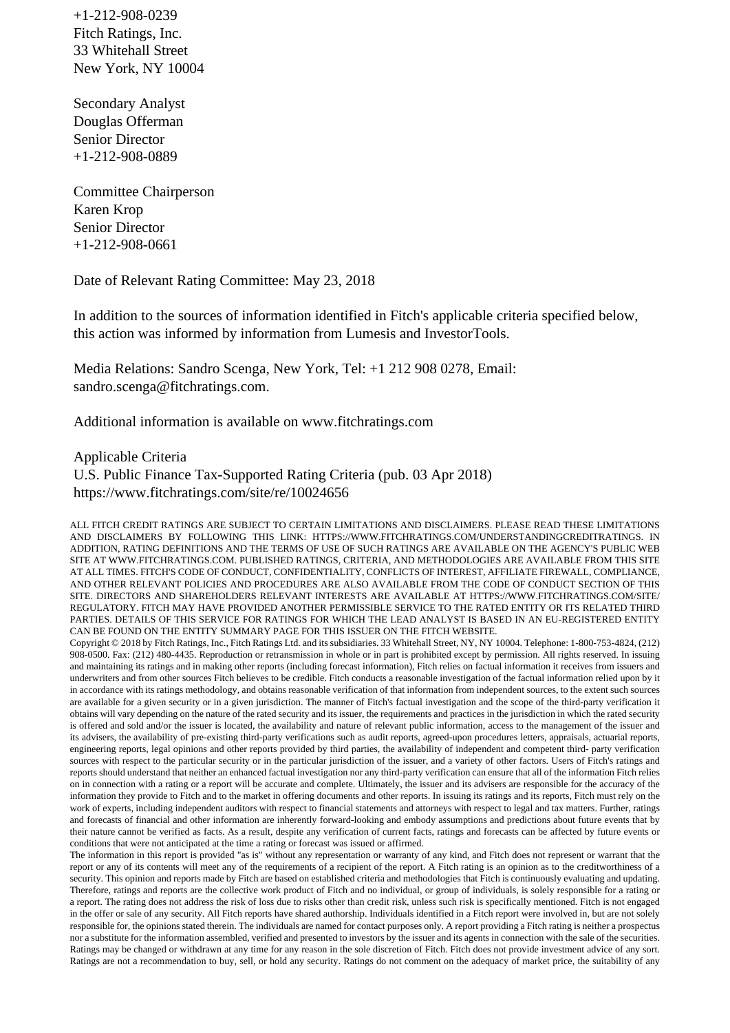+1-212-908-0239
Fitch Ratings, Inc.
33 Whitehall Street
New York, NY 10004

Secondary Analyst
Douglas Offerman
Senior Director
+1-212-908-0889

Committee Chairperson
Karen Krop
Senior Director
+1-212-908-0661

Date of Relevant Rating Committee: May 23, 2018

In addition to the sources of information identified in Fitch's applicable criteria specified below, this action was informed by information from Lumesis and InvestorTools.

Media Relations: Sandro Scenga, New York, Tel: +1 212 908 0278, Email: sandro.scenga@fitchratings.com.

Additional information is available on www.fitchratings.com

Applicable Criteria
U.S. Public Finance Tax-Supported Rating Criteria (pub. 03 Apr 2018)
https://www.fitchratings.com/site/re/10024656

ALL FITCH CREDIT RATINGS ARE SUBJECT TO CERTAIN LIMITATIONS AND DISCLAIMERS. PLEASE READ THESE LIMITATIONS AND DISCLAIMERS BY FOLLOWING THIS LINK: HTTPS://WWW.FITCHRATINGS.COM/UNDERSTANDINGCREDITRATINGS. IN ADDITION, RATING DEFINITIONS AND THE TERMS OF USE OF SUCH RATINGS ARE AVAILABLE ON THE AGENCY'S PUBLIC WEB SITE AT WWW.FITCHRATINGS.COM. PUBLISHED RATINGS, CRITERIA, AND METHODOLOGIES ARE AVAILABLE FROM THIS SITE AT ALL TIMES. FITCH'S CODE OF CONDUCT, CONFIDENTIALITY, CONFLICTS OF INTEREST, AFFILIATE FIREWALL, COMPLIANCE, AND OTHER RELEVANT POLICIES AND PROCEDURES ARE ALSO AVAILABLE FROM THE CODE OF CONDUCT SECTION OF THIS SITE. DIRECTORS AND SHAREHOLDERS RELEVANT INTERESTS ARE AVAILABLE AT HTTPS://WWW.FITCHRATINGS.COM/SITE/REGULATORY. FITCH MAY HAVE PROVIDED ANOTHER PERMISSIBLE SERVICE TO THE RATED ENTITY OR ITS RELATED THIRD PARTIES. DETAILS OF THIS SERVICE FOR RATINGS FOR WHICH THE LEAD ANALYST IS BASED IN AN EU-REGISTERED ENTITY CAN BE FOUND ON THE ENTITY SUMMARY PAGE FOR THIS ISSUER ON THE FITCH WEBSITE.

Copyright © 2018 by Fitch Ratings, Inc., Fitch Ratings Ltd. and its subsidiaries. 33 Whitehall Street, NY, NY 10004. Telephone: 1-800-753-4824, (212) 908-0500. Fax: (212) 480-4435. Reproduction or retransmission in whole or in part is prohibited except by permission. All rights reserved. In issuing and maintaining its ratings and in making other reports (including forecast information), Fitch relies on factual information it receives from issuers and underwriters and from other sources Fitch believes to be credible. Fitch conducts a reasonable investigation of the factual information relied upon by it in accordance with its ratings methodology, and obtains reasonable verification of that information from independent sources, to the extent such sources are available for a given security or in a given jurisdiction. The manner of Fitch's factual investigation and the scope of the third-party verification it obtains will vary depending on the nature of the rated security and its issuer, the requirements and practices in the jurisdiction in which the rated security is offered and sold and/or the issuer is located, the availability and nature of relevant public information, access to the management of the issuer and its advisers, the availability of pre-existing third-party verifications such as audit reports, agreed-upon procedures letters, appraisals, actuarial reports, engineering reports, legal opinions and other reports provided by third parties, the availability of independent and competent third- party verification sources with respect to the particular security or in the particular jurisdiction of the issuer, and a variety of other factors. Users of Fitch's ratings and reports should understand that neither an enhanced factual investigation nor any third-party verification can ensure that all of the information Fitch relies on in connection with a rating or a report will be accurate and complete. Ultimately, the issuer and its advisers are responsible for the accuracy of the information they provide to Fitch and to the market in offering documents and other reports. In issuing its ratings and its reports, Fitch must rely on the work of experts, including independent auditors with respect to financial statements and attorneys with respect to legal and tax matters. Further, ratings and forecasts of financial and other information are inherently forward-looking and embody assumptions and predictions about future events that by their nature cannot be verified as facts. As a result, despite any verification of current facts, ratings and forecasts can be affected by future events or conditions that were not anticipated at the time a rating or forecast was issued or affirmed.

The information in this report is provided "as is" without any representation or warranty of any kind, and Fitch does not represent or warrant that the report or any of its contents will meet any of the requirements of a recipient of the report. A Fitch rating is an opinion as to the creditworthiness of a security. This opinion and reports made by Fitch are based on established criteria and methodologies that Fitch is continuously evaluating and updating. Therefore, ratings and reports are the collective work product of Fitch and no individual, or group of individuals, is solely responsible for a rating or a report. The rating does not address the risk of loss due to risks other than credit risk, unless such risk is specifically mentioned. Fitch is not engaged in the offer or sale of any security. All Fitch reports have shared authorship. Individuals identified in a Fitch report were involved in, but are not solely responsible for, the opinions stated therein. The individuals are named for contact purposes only. A report providing a Fitch rating is neither a prospectus nor a substitute for the information assembled, verified and presented to investors by the issuer and its agents in connection with the sale of the securities. Ratings may be changed or withdrawn at any time for any reason in the sole discretion of Fitch. Fitch does not provide investment advice of any sort. Ratings are not a recommendation to buy, sell, or hold any security. Ratings do not comment on the adequacy of market price, the suitability of any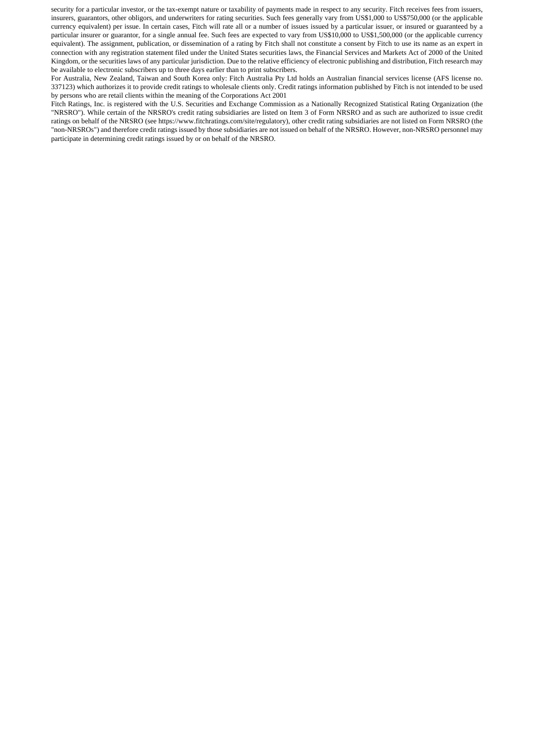security for a particular investor, or the tax-exempt nature or taxability of payments made in respect to any security. Fitch receives fees from issuers, insurers, guarantors, other obligors, and underwriters for rating securities. Such fees generally vary from US$1,000 to US$750,000 (or the applicable currency equivalent) per issue. In certain cases, Fitch will rate all or a number of issues issued by a particular issuer, or insured or guaranteed by a particular insurer or guarantor, for a single annual fee. Such fees are expected to vary from US$10,000 to US$1,500,000 (or the applicable currency equivalent). The assignment, publication, or dissemination of a rating by Fitch shall not constitute a consent by Fitch to use its name as an expert in connection with any registration statement filed under the United States securities laws, the Financial Services and Markets Act of 2000 of the United Kingdom, or the securities laws of any particular jurisdiction. Due to the relative efficiency of electronic publishing and distribution, Fitch research may be available to electronic subscribers up to three days earlier than to print subscribers.

For Australia, New Zealand, Taiwan and South Korea only: Fitch Australia Pty Ltd holds an Australian financial services license (AFS license no. 337123) which authorizes it to provide credit ratings to wholesale clients only. Credit ratings information published by Fitch is not intended to be used by persons who are retail clients within the meaning of the Corporations Act 2001

Fitch Ratings, Inc. is registered with the U.S. Securities and Exchange Commission as a Nationally Recognized Statistical Rating Organization (the "NRSRO"). While certain of the NRSRO's credit rating subsidiaries are listed on Item 3 of Form NRSRO and as such are authorized to issue credit ratings on behalf of the NRSRO (see https://www.fitchratings.com/site/regulatory), other credit rating subsidiaries are not listed on Form NRSRO (the "non-NRSROs") and therefore credit ratings issued by those subsidiaries are not issued on behalf of the NRSRO. However, non-NRSRO personnel may participate in determining credit ratings issued by or on behalf of the NRSRO.